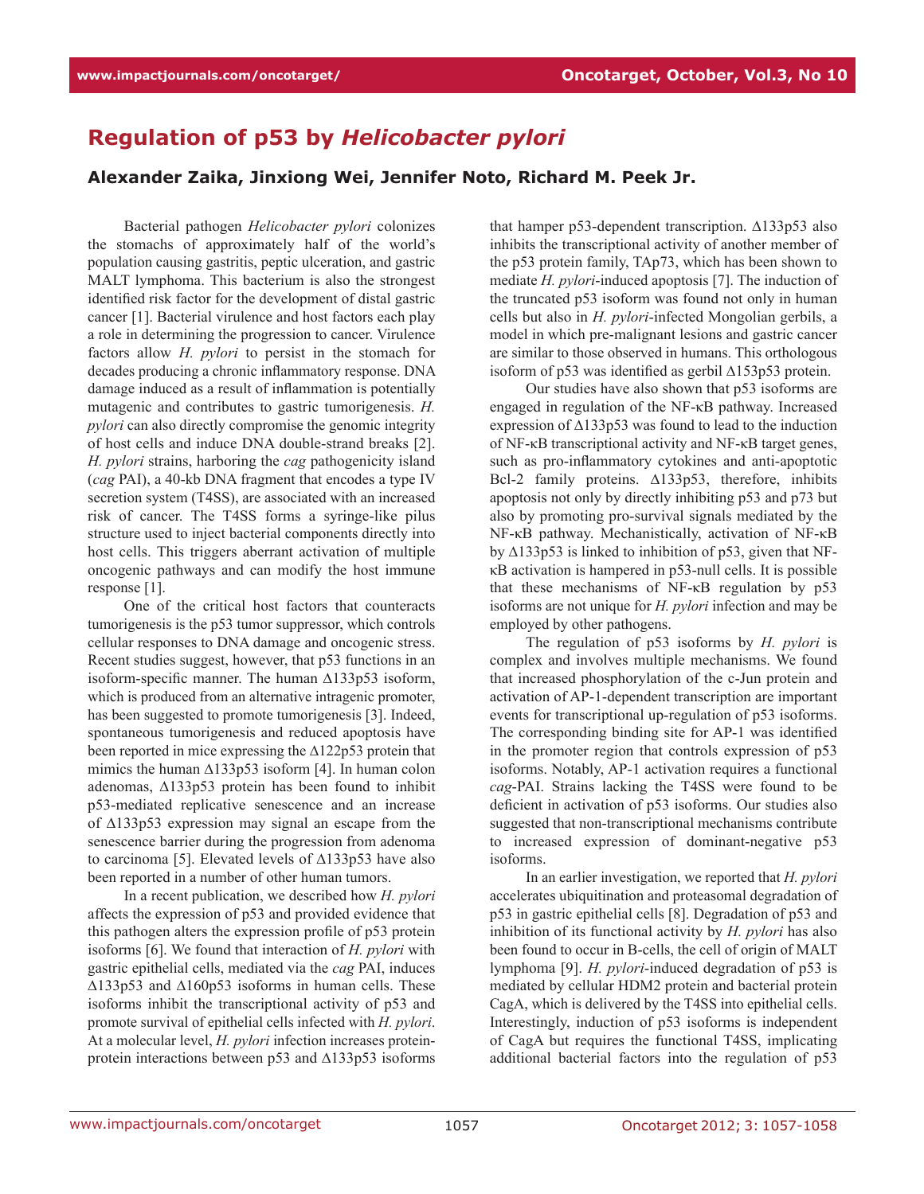# Regulation of p53 by *Helicobacter pylori*

**Alexander Zaika, Jinxiong Wei, Jennifer Noto, Richard M. Peek Jr.**

Bacterial pathogen *Helicobacter pylori* colonizes the stomachs of approximately half of the world's population causing gastritis, peptic ulceration, and gastric MALT lymphoma. This bacterium is also the strongest identified risk factor for the development of distal gastric cancer [1]. Bacterial virulence and host factors each play a role in determining the progression to cancer. Virulence factors allow *H. pylori* to persist in the stomach for decades producing a chronic inflammatory response. DNA damage induced as a result of inflammation is potentially mutagenic and contributes to gastric tumorigenesis. *H. pylori* can also directly compromise the genomic integrity of host cells and induce DNA double-strand breaks [2]. *H. pylori* strains, harboring the *cag* pathogenicity island (*cag* PAI), a 40-kb DNA fragment that encodes a type IV secretion system (T4SS), are associated with an increased risk of cancer. The T4SS forms a syringe-like pilus structure used to inject bacterial components directly into host cells. This triggers aberrant activation of multiple oncogenic pathways and can modify the host immune response [1].

One of the critical host factors that counteracts tumorigenesis is the p53 tumor suppressor, which controls cellular responses to DNA damage and oncogenic stress. Recent studies suggest, however, that p53 functions in an isoform-specific manner. The human Δ133p53 isoform, which is produced from an alternative intragenic promoter, has been suggested to promote tumorigenesis [3]. Indeed, spontaneous tumorigenesis and reduced apoptosis have been reported in mice expressing the Δ122p53 protein that mimics the human Δ133p53 isoform [4]. In human colon adenomas, Δ133p53 protein has been found to inhibit p53-mediated replicative senescence and an increase of Δ133p53 expression may signal an escape from the senescence barrier during the progression from adenoma to carcinoma [5]. Elevated levels of Δ133p53 have also been reported in a number of other human tumors.

In a recent publication, we described how *H. pylori* affects the expression of p53 and provided evidence that this pathogen alters the expression profile of p53 protein isoforms [6]. We found that interaction of *H. pylori* with gastric epithelial cells, mediated via the *cag* PAI, induces Δ133p53 and Δ160p53 isoforms in human cells. These isoforms inhibit the transcriptional activity of p53 and promote survival of epithelial cells infected with *H. pylori*. At a molecular level, *H. pylori* infection increases protein-protein interactions between p53 and Δ133p53 isoforms that hamper p53-dependent transcription. Δ133p53 also inhibits the transcriptional activity of another member of the p53 protein family, TAp73, which has been shown to mediate *H. pylori*-induced apoptosis [7]. The induction of the truncated p53 isoform was found not only in human cells but also in *H. pylori*-infected Mongolian gerbils, a model in which pre-malignant lesions and gastric cancer are similar to those observed in humans. This orthologous isoform of p53 was identified as gerbil Δ153p53 protein.

Our studies have also shown that p53 isoforms are engaged in regulation of the NF-κB pathway. Increased expression of Δ133p53 was found to lead to the induction of NF-κB transcriptional activity and NF-κB target genes, such as pro-inflammatory cytokines and anti-apoptotic Bcl-2 family proteins. Δ133p53, therefore, inhibits apoptosis not only by directly inhibiting p53 and p73 but also by promoting pro-survival signals mediated by the NF-κB pathway. Mechanistically, activation of NF-κB by Δ133p53 is linked to inhibition of p53, given that NF-κB activation is hampered in p53-null cells. It is possible that these mechanisms of NF-κB regulation by p53 isoforms are not unique for *H. pylori* infection and may be employed by other pathogens.

The regulation of p53 isoforms by *H. pylori* is complex and involves multiple mechanisms. We found that increased phosphorylation of the c-Jun protein and activation of AP-1-dependent transcription are important events for transcriptional up-regulation of p53 isoforms. The corresponding binding site for AP-1 was identified in the promoter region that controls expression of p53 isoforms. Notably, AP-1 activation requires a functional *cag*-PAI. Strains lacking the T4SS were found to be deficient in activation of p53 isoforms. Our studies also suggested that non-transcriptional mechanisms contribute to increased expression of dominant-negative p53 isoforms.

In an earlier investigation, we reported that *H. pylori* accelerates ubiquitination and proteasomal degradation of p53 in gastric epithelial cells [8]. Degradation of p53 and inhibition of its functional activity by *H. pylori* has also been found to occur in B-cells, the cell of origin of MALT lymphoma [9]. *H. pylori*-induced degradation of p53 is mediated by cellular HDM2 protein and bacterial protein CagA, which is delivered by the T4SS into epithelial cells. Interestingly, induction of p53 isoforms is independent of CagA but requires the functional T4SS, implicating additional bacterial factors into the regulation of p53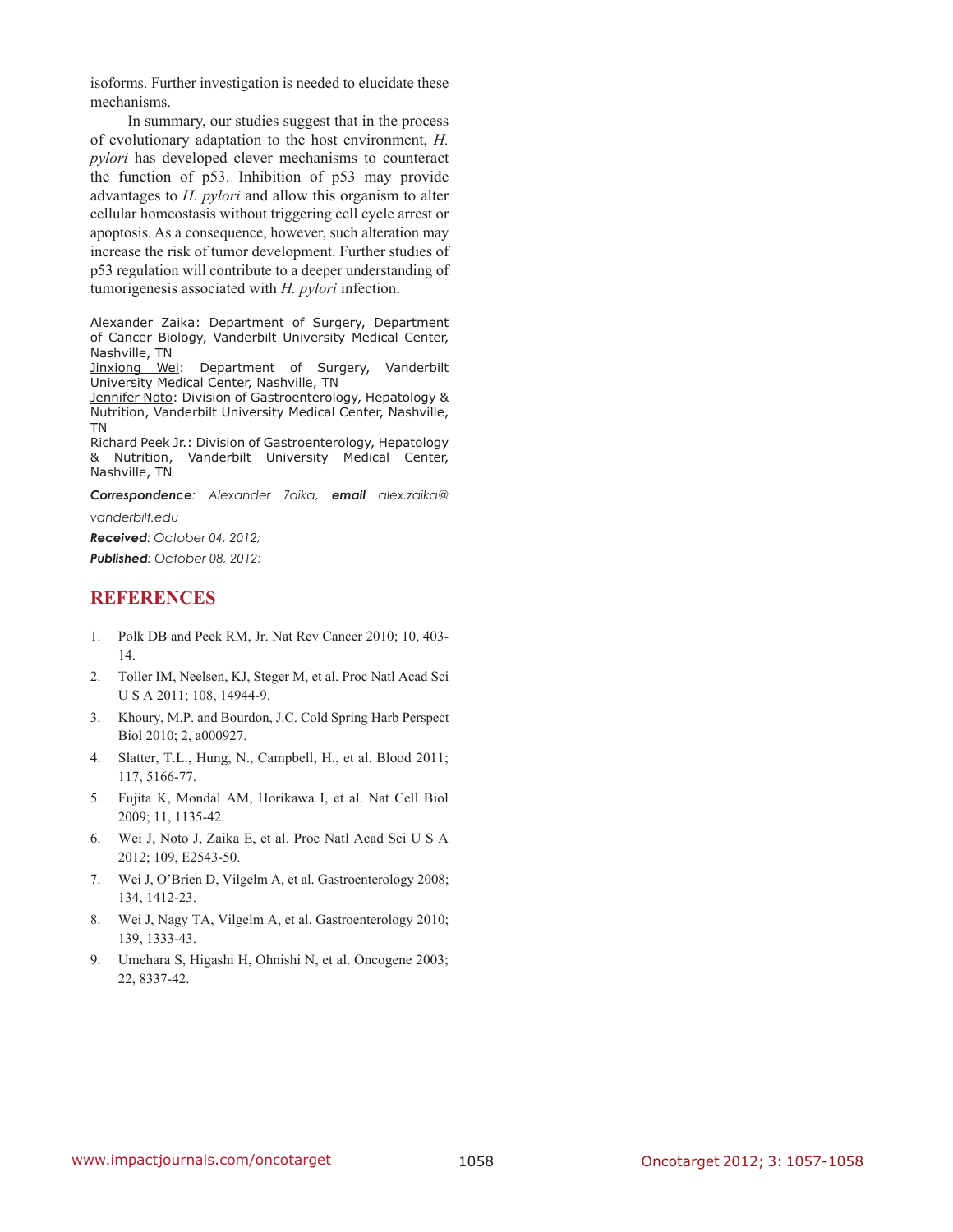isoforms. Further investigation is needed to elucidate these mechanisms.

In summary, our studies suggest that in the process of evolutionary adaptation to the host environment, *H. pylori* has developed clever mechanisms to counteract the function of p53. Inhibition of p53 may provide advantages to *H. pylori* and allow this organism to alter cellular homeostasis without triggering cell cycle arrest or apoptosis. As a consequence, however, such alteration may increase the risk of tumor development. Further studies of p53 regulation will contribute to a deeper understanding of tumorigenesis associated with *H. pylori* infection.

Alexander Zaika: Department of Surgery, Department of Cancer Biology, Vanderbilt University Medical Center, Nashville, TN

Jinxiong Wei: Department of Surgery, Vanderbilt University Medical Center, Nashville, TN

Jennifer Noto: Division of Gastroenterology, Hepatology & Nutrition, Vanderbilt University Medical Center, Nashville, TN

Richard Peek Jr.: Division of Gastroenterology, Hepatology & Nutrition, Vanderbilt University Medical Center, Nashville, TN

***Correspondence***: *Alexander Zaika,* ***email*** *alex.zaika@vanderbilt.edu*

***Received***: *October 04, 2012;*

***Published***: *October 08, 2012;*

## REFERENCES

1. Polk DB and Peek RM, Jr. Nat Rev Cancer 2010; 10, 403-14.
2. Toller IM, Neelsen, KJ, Steger M, et al. Proc Natl Acad Sci U S A 2011; 108, 14944-9.
3. Khoury, M.P. and Bourdon, J.C. Cold Spring Harb Perspect Biol 2010; 2, a000927.
4. Slatter, T.L., Hung, N., Campbell, H., et al. Blood 2011; 117, 5166-77.
5. Fujita K, Mondal AM, Horikawa I, et al. Nat Cell Biol 2009; 11, 1135-42.
6. Wei J, Noto J, Zaika E, et al. Proc Natl Acad Sci U S A 2012; 109, E2543-50.
7. Wei J, O'Brien D, Vilgelm A, et al. Gastroenterology 2008; 134, 1412-23.
8. Wei J, Nagy TA, Vilgelm A, et al. Gastroenterology 2010; 139, 1333-43.
9. Umehara S, Higashi H, Ohnishi N, et al. Oncogene 2003; 22, 8337-42.